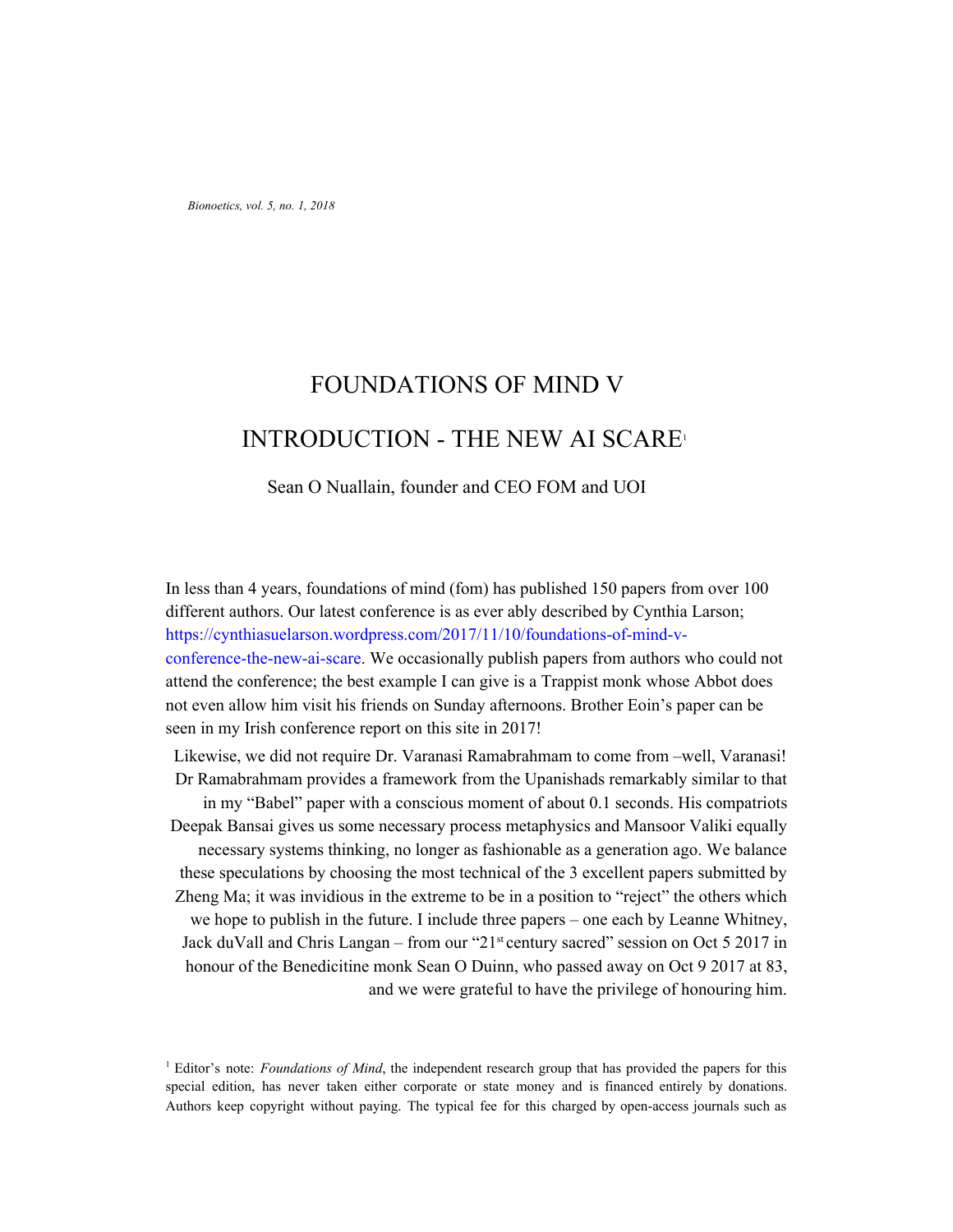# FOUNDATIONS OF MIND V

# INTRODUCTION - THE NEW AI SCARE[1]

Sean O Nuallain, founder and CEO FOM and UOI

In less than 4 years, foundations of mind (fom) has published 150 papers from over 100 different authors. Our latest conference is as ever ably described by Cynthia Larson; https://cynthiasuelarson.wordpress.com/2017/11/10/foundations-of-mind-v-conference-the-new-ai-scare. We occasionally publish papers from authors who could not attend the conference; the best example I can give is a Trappist monk whose Abbot does not even allow him visit his friends on Sunday afternoons. Brother Eoin's paper can be seen in my Irish conference report on this site in 2017!

Likewise, we did not require Dr. Varanasi Ramabrahmam to come from –well, Varanasi! Dr Ramabrahmam provides a framework from the Upanishads remarkably similar to that in my "Babel" paper with a conscious moment of about 0.1 seconds. His compatriots Deepak Bansai gives us some necessary process metaphysics and Mansoor Valiki equally necessary systems thinking, no longer as fashionable as a generation ago. We balance these speculations by choosing the most technical of the 3 excellent papers submitted by Zheng Ma; it was invidious in the extreme to be in a position to "reject" the others which we hope to publish in the future. I include three papers – one each by Leanne Whitney, Jack duVall and Chris Langan – from our "21st century sacred" session on Oct 5 2017 in honour of the Benedicitine monk Sean O Duinn, who passed away on Oct 9 2017 at 83, and we were grateful to have the privilege of honouring him.

[1] Editor's note: *Foundations of Mind*, the independent research group that has provided the papers for this special edition, has never taken either corporate or state money and is financed entirely by donations. Authors keep copyright without paying. The typical fee for this charged by open-access journals such as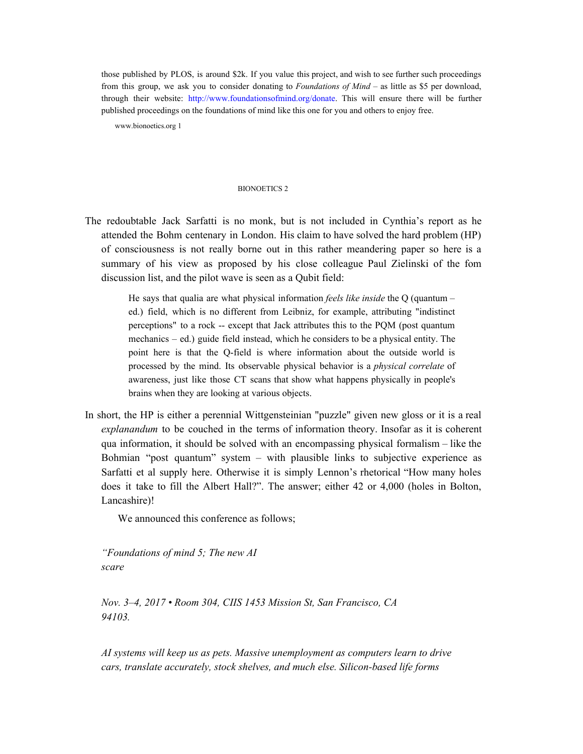those published by PLOS, is around $2k. If you value this project, and wish to see further such proceedings from this group, we ask you to consider donating to *Foundations of Mind* – as little as $5 per download, through their website: http://www.foundationsofmind.org/donate. This will ensure there will be further published proceedings on the foundations of mind like this one for you and others to enjoy free.

www.bionoetics.org 1

The redoubtable Jack Sarfatti is no monk, but is not included in Cynthia's report as he attended the Bohm centenary in London. His claim to have solved the hard problem (HP) of consciousness is not really borne out in this rather meandering paper so here is a summary of his view as proposed by his close colleague Paul Zielinski of the fom discussion list, and the pilot wave is seen as a Qubit field:

> He says that qualia are what physical information *feels like inside* the Q (quantum – ed.) field, which is no different from Leibniz, for example, attributing "indistinct perceptions" to a rock -- except that Jack attributes this to the PQM (post quantum mechanics – ed.) guide field instead, which he considers to be a physical entity. The point here is that the Q-field is where information about the outside world is processed by the mind. Its observable physical behavior is a *physical correlate* of awareness, just like those CT scans that show what happens physically in people's brains when they are looking at various objects.

In short, the HP is either a perennial Wittgensteinian "puzzle" given new gloss or it is a real *explanandum* to be couched in the terms of information theory. Insofar as it is coherent qua information, it should be solved with an encompassing physical formalism – like the Bohmian "post quantum" system – with plausible links to subjective experience as Sarfatti et al supply here. Otherwise it is simply Lennon's rhetorical "How many holes does it take to fill the Albert Hall?". The answer; either 42 or 4,000 (holes in Bolton, Lancashire)!

We announced this conference as follows;

*"Foundations of mind 5; The new AI scare*

*Nov. 3–4, 2017 • Room 304, CIIS 1453 Mission St, San Francisco, CA 94103.*

*AI systems will keep us as pets. Massive unemployment as computers learn to drive cars, translate accurately, stock shelves, and much else. Silicon-based life forms*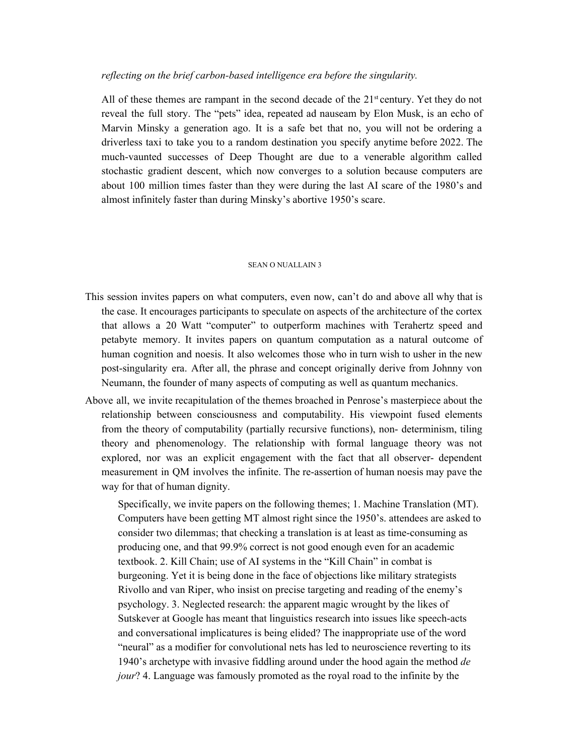*reflecting on the brief carbon-based intelligence era before the singularity.*

All of these themes are rampant in the second decade of the 21st century. Yet they do not reveal the full story. The "pets" idea, repeated ad nauseam by Elon Musk, is an echo of Marvin Minsky a generation ago. It is a safe bet that no, you will not be ordering a driverless taxi to take you to a random destination you specify anytime before 2022. The much-vaunted successes of Deep Thought are due to a venerable algorithm called stochastic gradient descent, which now converges to a solution because computers are about 100 million times faster than they were during the last AI scare of the 1980's and almost infinitely faster than during Minsky's abortive 1950's scare.

This session invites papers on what computers, even now, can't do and above all why that is the case. It encourages participants to speculate on aspects of the architecture of the cortex that allows a 20 Watt "computer" to outperform machines with Terahertz speed and petabyte memory. It invites papers on quantum computation as a natural outcome of human cognition and noesis. It also welcomes those who in turn wish to usher in the new post-singularity era. After all, the phrase and concept originally derive from Johnny von Neumann, the founder of many aspects of computing as well as quantum mechanics.

Above all, we invite recapitulation of the themes broached in Penrose's masterpiece about the relationship between consciousness and computability. His viewpoint fused elements from the theory of computability (partially recursive functions), non- determinism, tiling theory and phenomenology. The relationship with formal language theory was not explored, nor was an explicit engagement with the fact that all observer- dependent measurement in QM involves the infinite. The re-assertion of human noesis may pave the way for that of human dignity.

Specifically, we invite papers on the following themes; 1. Machine Translation (MT). Computers have been getting MT almost right since the 1950's. attendees are asked to consider two dilemmas; that checking a translation is at least as time-consuming as producing one, and that 99.9% correct is not good enough even for an academic textbook. 2. Kill Chain; use of AI systems in the "Kill Chain" in combat is burgeoning. Yet it is being done in the face of objections like military strategists Rivollo and van Riper, who insist on precise targeting and reading of the enemy's psychology. 3. Neglected research: the apparent magic wrought by the likes of Sutskever at Google has meant that linguistics research into issues like speech-acts and conversational implicatures is being elided? The inappropriate use of the word "neural" as a modifier for convolutional nets has led to neuroscience reverting to its 1940's archetype with invasive fiddling around under the hood again the method *de jour*? 4. Language was famously promoted as the royal road to the infinite by the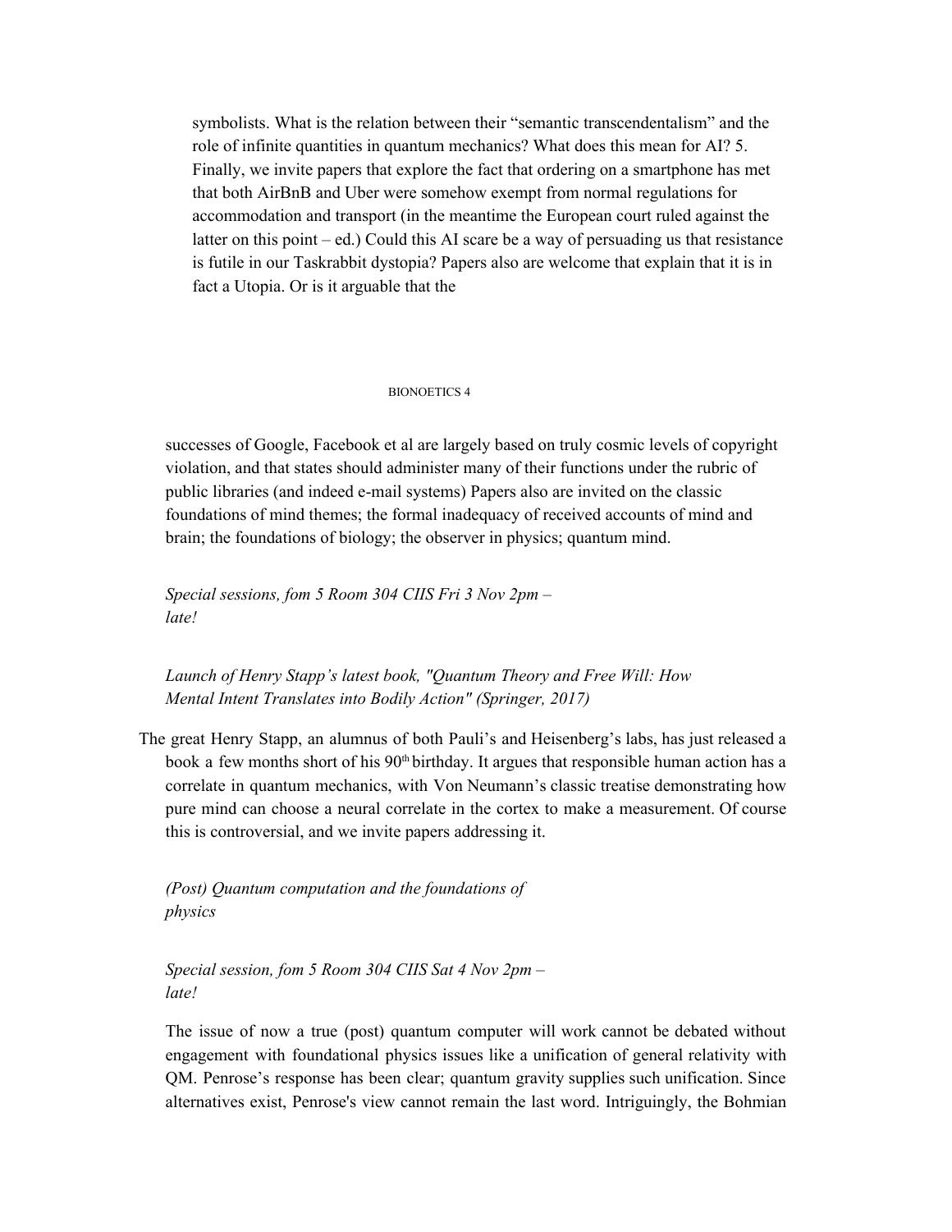symbolists. What is the relation between their "semantic transcendentalism" and the role of infinite quantities in quantum mechanics? What does this mean for AI? 5. Finally, we invite papers that explore the fact that ordering on a smartphone has met that both AirBnB and Uber were somehow exempt from normal regulations for accommodation and transport (in the meantime the European court ruled against the latter on this point – ed.) Could this AI scare be a way of persuading us that resistance is futile in our Taskrabbit dystopia? Papers also are welcome that explain that it is in fact a Utopia. Or is it arguable that the successes of Google, Facebook et al are largely based on truly cosmic levels of copyright violation, and that states should administer many of their functions under the rubric of public libraries (and indeed e-mail systems) Papers also are invited on the classic foundations of mind themes; the formal inadequacy of received accounts of mind and brain; the foundations of biology; the observer in physics; quantum mind.

*Special sessions, fom 5 Room 304 CIIS Fri 3 Nov 2pm – late!*

*Launch of Henry Stapp's latest book, "Quantum Theory and Free Will: How Mental Intent Translates into Bodily Action" (Springer, 2017)*

The great Henry Stapp, an alumnus of both Pauli's and Heisenberg's labs, has just released a book a few months short of his 90th birthday. It argues that responsible human action has a correlate in quantum mechanics, with Von Neumann's classic treatise demonstrating how pure mind can choose a neural correlate in the cortex to make a measurement. Of course this is controversial, and we invite papers addressing it.

*(Post) Quantum computation and the foundations of physics*

*Special session, fom 5 Room 304 CIIS Sat 4 Nov 2pm – late!*

The issue of now a true (post) quantum computer will work cannot be debated without engagement with foundational physics issues like a unification of general relativity with QM. Penrose's response has been clear; quantum gravity supplies such unification. Since alternatives exist, Penrose's view cannot remain the last word. Intriguingly, the Bohmian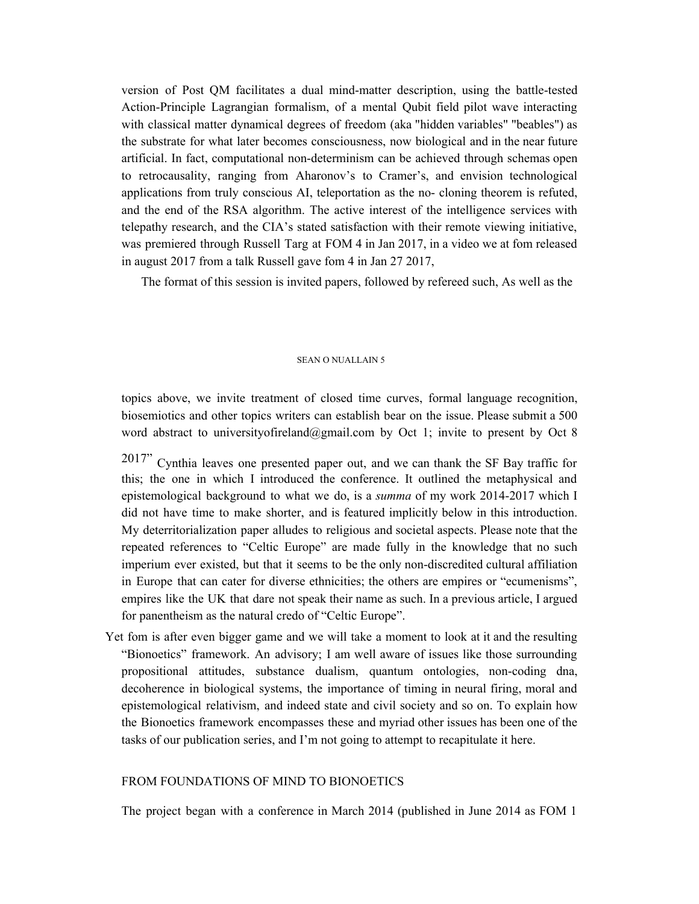version of Post QM facilitates a dual mind-matter description, using the battle-tested Action-Principle Lagrangian formalism, of a mental Qubit field pilot wave interacting with classical matter dynamical degrees of freedom (aka "hidden variables" "beables") as the substrate for what later becomes consciousness, now biological and in the near future artificial. In fact, computational non-determinism can be achieved through schemas open to retrocausality, ranging from Aharonov's to Cramer's, and envision technological applications from truly conscious AI, teleportation as the no- cloning theorem is refuted, and the end of the RSA algorithm. The active interest of the intelligence services with telepathy research, and the CIA's stated satisfaction with their remote viewing initiative, was premiered through Russell Targ at FOM 4 in Jan 2017, in a video we at fom released in august 2017 from a talk Russell gave fom 4 in Jan 27 2017,

The format of this session is invited papers, followed by refereed such, As well as the topics above, we invite treatment of closed time curves, formal language recognition, biosemiotics and other topics writers can establish bear on the issue. Please submit a 500 word abstract to universityofireland@gmail.com by Oct 1; invite to present by Oct 8 2017" Cynthia leaves one presented paper out, and we can thank the SF Bay traffic for this; the one in which I introduced the conference. It outlined the metaphysical and epistemological background to what we do, is a *summa* of my work 2014-2017 which I did not have time to make shorter, and is featured implicitly below in this introduction. My deterritorialization paper alludes to religious and societal aspects. Please note that the repeated references to "Celtic Europe" are made fully in the knowledge that no such imperium ever existed, but that it seems to be the only non-discredited cultural affiliation in Europe that can cater for diverse ethnicities; the others are empires or "ecumenisms", empires like the UK that dare not speak their name as such. In a previous article, I argued for panentheism as the natural credo of "Celtic Europe".

Yet fom is after even bigger game and we will take a moment to look at it and the resulting "Bionoetics" framework. An advisory; I am well aware of issues like those surrounding propositional attitudes, substance dualism, quantum ontologies, non-coding dna, decoherence in biological systems, the importance of timing in neural firing, moral and epistemological relativism, and indeed state and civil society and so on. To explain how the Bionoetics framework encompasses these and myriad other issues has been one of the tasks of our publication series, and I'm not going to attempt to recapitulate it here.

## FROM FOUNDATIONS OF MIND TO BIONOETICS

The project began with a conference in March 2014 (published in June 2014 as FOM 1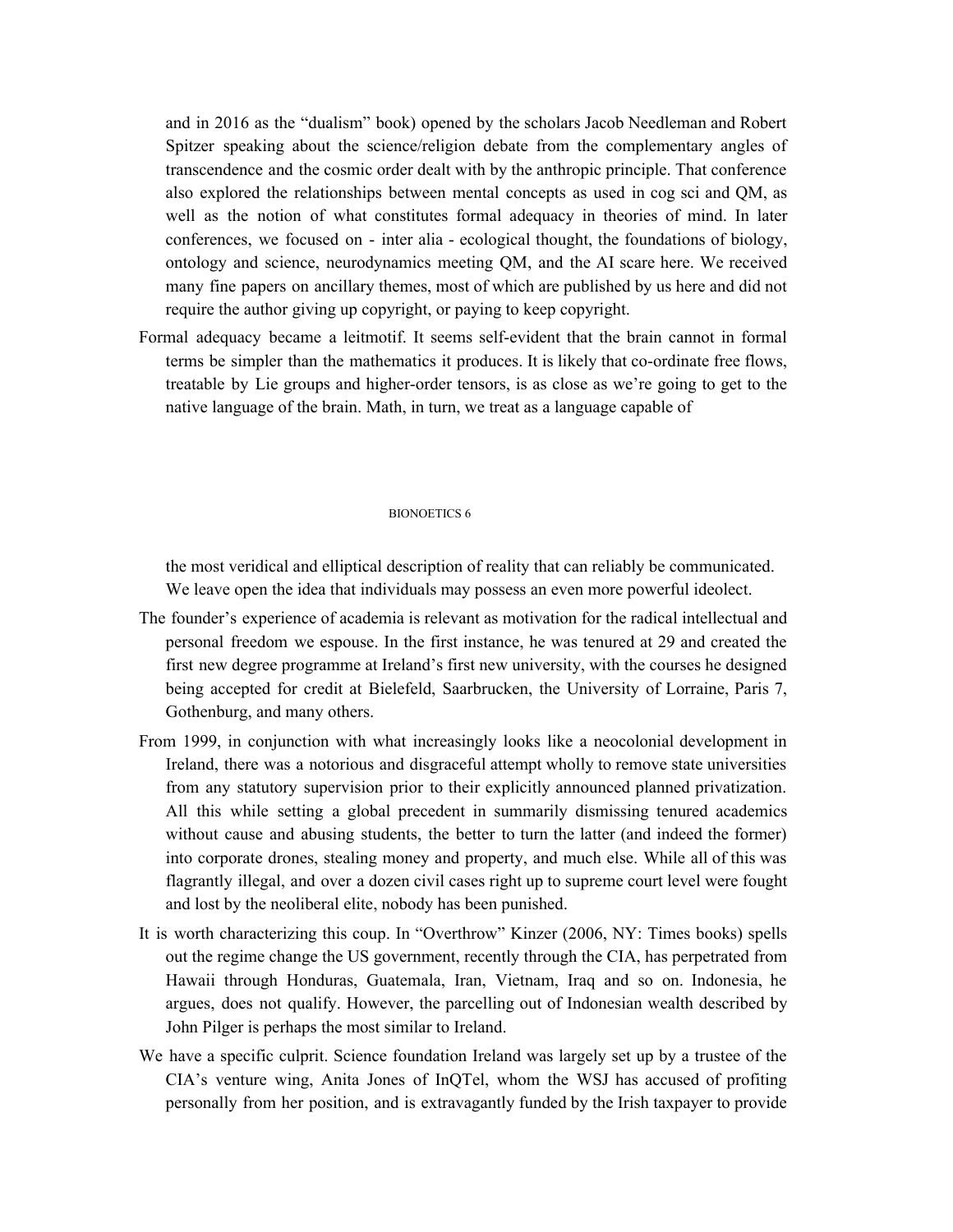and in 2016 as the "dualism" book) opened by the scholars Jacob Needleman and Robert Spitzer speaking about the science/religion debate from the complementary angles of transcendence and the cosmic order dealt with by the anthropic principle. That conference also explored the relationships between mental concepts as used in cog sci and QM, as well as the notion of what constitutes formal adequacy in theories of mind. In later conferences, we focused on - inter alia - ecological thought, the foundations of biology, ontology and science, neurodynamics meeting QM, and the AI scare here. We received many fine papers on ancillary themes, most of which are published by us here and did not require the author giving up copyright, or paying to keep copyright.

Formal adequacy became a leitmotif. It seems self-evident that the brain cannot in formal terms be simpler than the mathematics it produces. It is likely that co-ordinate free flows, treatable by Lie groups and higher-order tensors, is as close as we're going to get to the native language of the brain. Math, in turn, we treat as a language capable of the most veridical and elliptical description of reality that can reliably be communicated. We leave open the idea that individuals may possess an even more powerful ideolect.

The founder's experience of academia is relevant as motivation for the radical intellectual and personal freedom we espouse. In the first instance, he was tenured at 29 and created the first new degree programme at Ireland's first new university, with the courses he designed being accepted for credit at Bielefeld, Saarbrucken, the University of Lorraine, Paris 7, Gothenburg, and many others.

From 1999, in conjunction with what increasingly looks like a neocolonial development in Ireland, there was a notorious and disgraceful attempt wholly to remove state universities from any statutory supervision prior to their explicitly announced planned privatization. All this while setting a global precedent in summarily dismissing tenured academics without cause and abusing students, the better to turn the latter (and indeed the former) into corporate drones, stealing money and property, and much else. While all of this was flagrantly illegal, and over a dozen civil cases right up to supreme court level were fought and lost by the neoliberal elite, nobody has been punished.

It is worth characterizing this coup. In "Overthrow" Kinzer (2006, NY: Times books) spells out the regime change the US government, recently through the CIA, has perpetrated from Hawaii through Honduras, Guatemala, Iran, Vietnam, Iraq and so on. Indonesia, he argues, does not qualify. However, the parcelling out of Indonesian wealth described by John Pilger is perhaps the most similar to Ireland.

We have a specific culprit. Science foundation Ireland was largely set up by a trustee of the CIA's venture wing, Anita Jones of InQTel, whom the WSJ has accused of profiting personally from her position, and is extravagantly funded by the Irish taxpayer to provide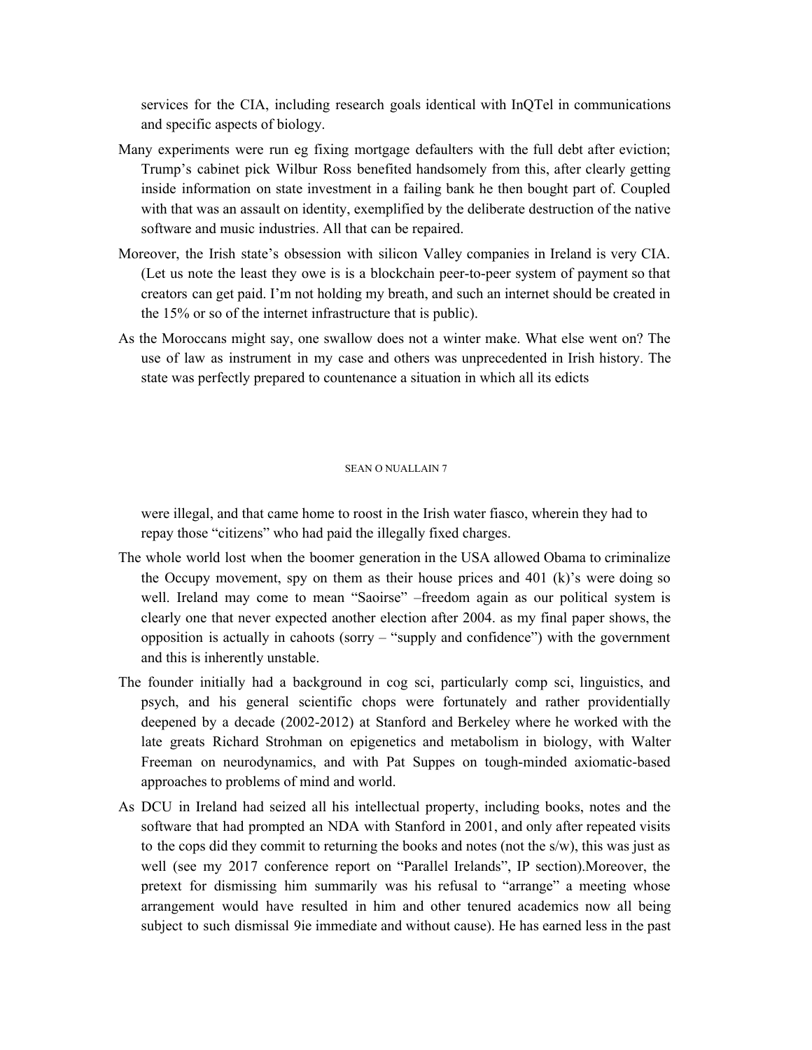services for the CIA, including research goals identical with InQTel in communications and specific aspects of biology.

Many experiments were run eg fixing mortgage defaulters with the full debt after eviction; Trump's cabinet pick Wilbur Ross benefited handsomely from this, after clearly getting inside information on state investment in a failing bank he then bought part of. Coupled with that was an assault on identity, exemplified by the deliberate destruction of the native software and music industries. All that can be repaired.

Moreover, the Irish state's obsession with silicon Valley companies in Ireland is very CIA. (Let us note the least they owe is is a blockchain peer-to-peer system of payment so that creators can get paid. I'm not holding my breath, and such an internet should be created in the 15% or so of the internet infrastructure that is public).

As the Moroccans might say, one swallow does not a winter make. What else went on? The use of law as instrument in my case and others was unprecedented in Irish history. The state was perfectly prepared to countenance a situation in which all its edicts were illegal, and that came home to roost in the Irish water fiasco, wherein they had to repay those "citizens" who had paid the illegally fixed charges.

The whole world lost when the boomer generation in the USA allowed Obama to criminalize the Occupy movement, spy on them as their house prices and 401 (k)'s were doing so well. Ireland may come to mean "Saoirse" –freedom again as our political system is clearly one that never expected another election after 2004. as my final paper shows, the opposition is actually in cahoots (sorry – "supply and confidence") with the government and this is inherently unstable.

The founder initially had a background in cog sci, particularly comp sci, linguistics, and psych, and his general scientific chops were fortunately and rather providentially deepened by a decade (2002-2012) at Stanford and Berkeley where he worked with the late greats Richard Strohman on epigenetics and metabolism in biology, with Walter Freeman on neurodynamics, and with Pat Suppes on tough-minded axiomatic-based approaches to problems of mind and world.

As DCU in Ireland had seized all his intellectual property, including books, notes and the software that had prompted an NDA with Stanford in 2001, and only after repeated visits to the cops did they commit to returning the books and notes (not the s/w), this was just as well (see my 2017 conference report on "Parallel Irelands", IP section).Moreover, the pretext for dismissing him summarily was his refusal to "arrange" a meeting whose arrangement would have resulted in him and other tenured academics now all being subject to such dismissal 9ie immediate and without cause). He has earned less in the past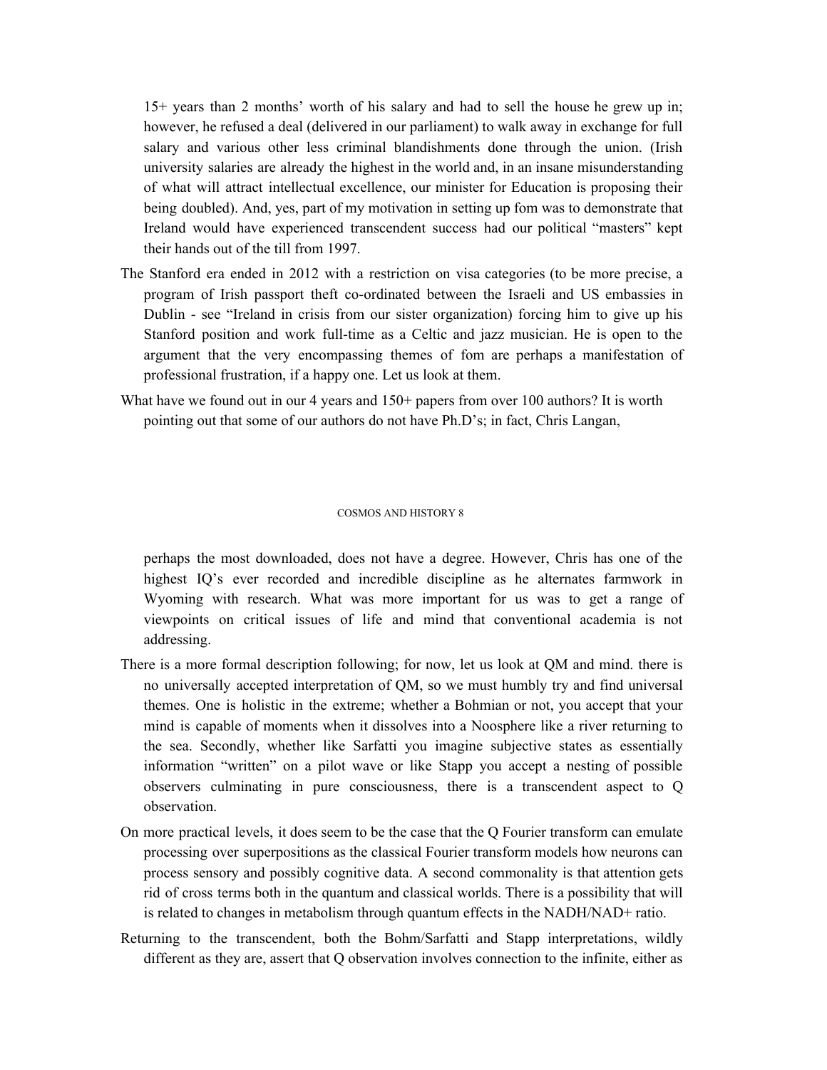15+ years than 2 months' worth of his salary and had to sell the house he grew up in; however, he refused a deal (delivered in our parliament) to walk away in exchange for full salary and various other less criminal blandishments done through the union. (Irish university salaries are already the highest in the world and, in an insane misunderstanding of what will attract intellectual excellence, our minister for Education is proposing their being doubled). And, yes, part of my motivation in setting up fom was to demonstrate that Ireland would have experienced transcendent success had our political "masters" kept their hands out of the till from 1997.

The Stanford era ended in 2012 with a restriction on visa categories (to be more precise, a program of Irish passport theft co-ordinated between the Israeli and US embassies in Dublin - see "Ireland in crisis from our sister organization) forcing him to give up his Stanford position and work full-time as a Celtic and jazz musician. He is open to the argument that the very encompassing themes of fom are perhaps a manifestation of professional frustration, if a happy one. Let us look at them.

What have we found out in our 4 years and 150+ papers from over 100 authors? It is worth pointing out that some of our authors do not have Ph.D's; in fact, Chris Langan, perhaps the most downloaded, does not have a degree. However, Chris has one of the highest IQ's ever recorded and incredible discipline as he alternates farmwork in Wyoming with research. What was more important for us was to get a range of viewpoints on critical issues of life and mind that conventional academia is not addressing.

There is a more formal description following; for now, let us look at QM and mind. there is no universally accepted interpretation of QM, so we must humbly try and find universal themes. One is holistic in the extreme; whether a Bohmian or not, you accept that your mind is capable of moments when it dissolves into a Noosphere like a river returning to the sea. Secondly, whether like Sarfatti you imagine subjective states as essentially information "written" on a pilot wave or like Stapp you accept a nesting of possible observers culminating in pure consciousness, there is a transcendent aspect to Q observation.

On more practical levels, it does seem to be the case that the Q Fourier transform can emulate processing over superpositions as the classical Fourier transform models how neurons can process sensory and possibly cognitive data. A second commonality is that attention gets rid of cross terms both in the quantum and classical worlds. There is a possibility that will is related to changes in metabolism through quantum effects in the NADH/NAD+ ratio.

Returning to the transcendent, both the Bohm/Sarfatti and Stapp interpretations, wildly different as they are, assert that Q observation involves connection to the infinite, either as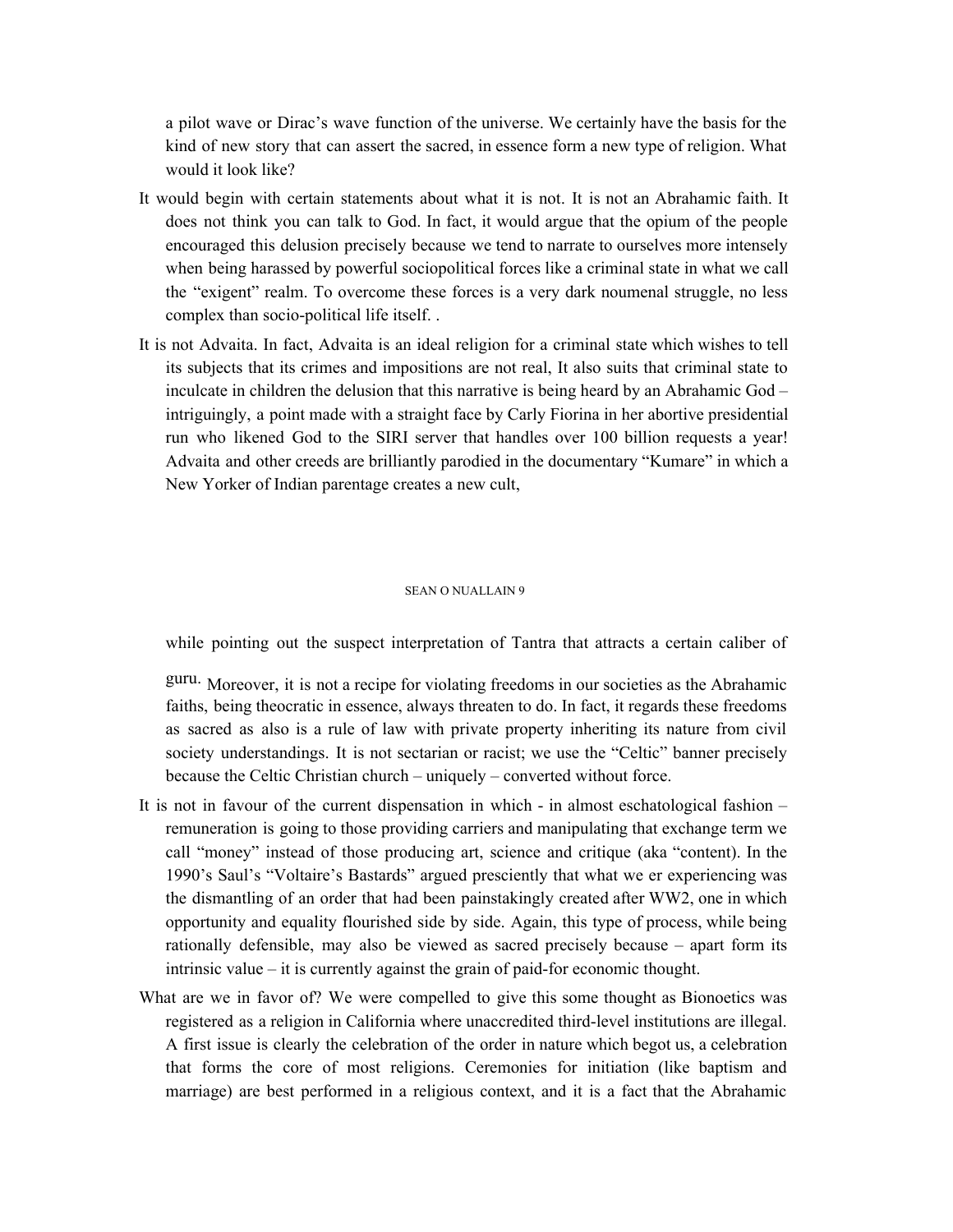a pilot wave or Dirac's wave function of the universe. We certainly have the basis for the kind of new story that can assert the sacred, in essence form a new type of religion. What would it look like?

It would begin with certain statements about what it is not. It is not an Abrahamic faith. It does not think you can talk to God. In fact, it would argue that the opium of the people encouraged this delusion precisely because we tend to narrate to ourselves more intensely when being harassed by powerful sociopolitical forces like a criminal state in what we call the "exigent" realm. To overcome these forces is a very dark noumenal struggle, no less complex than socio-political life itself. .

It is not Advaita. In fact, Advaita is an ideal religion for a criminal state which wishes to tell its subjects that its crimes and impositions are not real, It also suits that criminal state to inculcate in children the delusion that this narrative is being heard by an Abrahamic God – intriguingly, a point made with a straight face by Carly Fiorina in her abortive presidential run who likened God to the SIRI server that handles over 100 billion requests a year! Advaita and other creeds are brilliantly parodied in the documentary "Kumare" in which a New Yorker of Indian parentage creates a new cult, while pointing out the suspect interpretation of Tantra that attracts a certain caliber of guru. Moreover, it is not a recipe for violating freedoms in our societies as the Abrahamic faiths, being theocratic in essence, always threaten to do. In fact, it regards these freedoms as sacred as also is a rule of law with private property inheriting its nature from civil society understandings. It is not sectarian or racist; we use the "Celtic" banner precisely because the Celtic Christian church – uniquely – converted without force.

It is not in favour of the current dispensation in which - in almost eschatological fashion – remuneration is going to those providing carriers and manipulating that exchange term we call "money" instead of those producing art, science and critique (aka "content). In the 1990's Saul's "Voltaire's Bastards" argued presciently that what we er experiencing was the dismantling of an order that had been painstakingly created after WW2, one in which opportunity and equality flourished side by side. Again, this type of process, while being rationally defensible, may also be viewed as sacred precisely because – apart form its intrinsic value – it is currently against the grain of paid-for economic thought.

What are we in favor of? We were compelled to give this some thought as Bionoetics was registered as a religion in California where unaccredited third-level institutions are illegal. A first issue is clearly the celebration of the order in nature which begot us, a celebration that forms the core of most religions. Ceremonies for initiation (like baptism and marriage) are best performed in a religious context, and it is a fact that the Abrahamic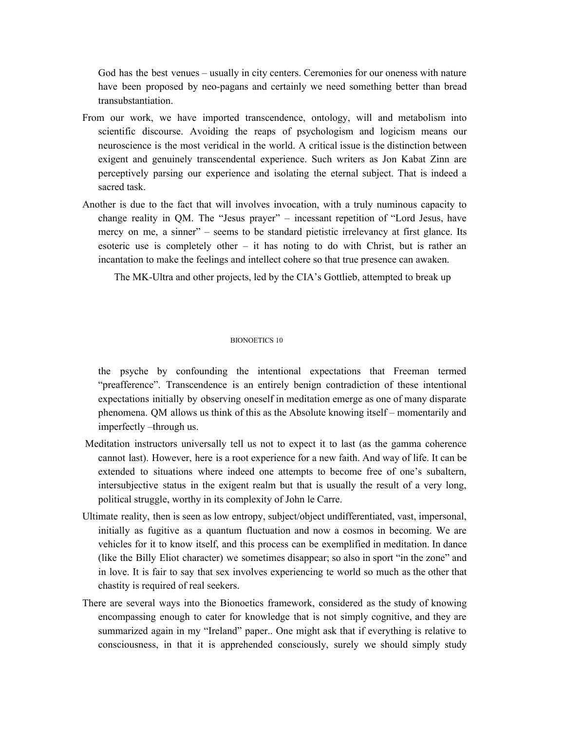God has the best venues – usually in city centers. Ceremonies for our oneness with nature have been proposed by neo-pagans and certainly we need something better than bread transubstantiation.

From our work, we have imported transcendence, ontology, will and metabolism into scientific discourse. Avoiding the reaps of psychologism and logicism means our neuroscience is the most veridical in the world. A critical issue is the distinction between exigent and genuinely transcendental experience. Such writers as Jon Kabat Zinn are perceptively parsing our experience and isolating the eternal subject. That is indeed a sacred task.

Another is due to the fact that will involves invocation, with a truly numinous capacity to change reality in QM. The "Jesus prayer" – incessant repetition of "Lord Jesus, have mercy on me, a sinner" – seems to be standard pietistic irrelevancy at first glance. Its esoteric use is completely other – it has noting to do with Christ, but is rather an incantation to make the feelings and intellect cohere so that true presence can awaken.

The MK-Ultra and other projects, led by the CIA's Gottlieb, attempted to break up the psyche by confounding the intentional expectations that Freeman termed "preafference". Transcendence is an entirely benign contradiction of these intentional expectations initially by observing oneself in meditation emerge as one of many disparate phenomena. QM allows us think of this as the Absolute knowing itself – momentarily and imperfectly –through us.

Meditation instructors universally tell us not to expect it to last (as the gamma coherence cannot last). However, here is a root experience for a new faith. And way of life. It can be extended to situations where indeed one attempts to become free of one's subaltern, intersubjective status in the exigent realm but that is usually the result of a very long, political struggle, worthy in its complexity of John le Carre.

Ultimate reality, then is seen as low entropy, subject/object undifferentiated, vast, impersonal, initially as fugitive as a quantum fluctuation and now a cosmos in becoming. We are vehicles for it to know itself, and this process can be exemplified in meditation. In dance (like the Billy Eliot character) we sometimes disappear; so also in sport "in the zone" and in love. It is fair to say that sex involves experiencing te world so much as the other that chastity is required of real seekers.

There are several ways into the Bionoetics framework, considered as the study of knowing encompassing enough to cater for knowledge that is not simply cognitive, and they are summarized again in my "Ireland" paper.. One might ask that if everything is relative to consciousness, in that it is apprehended consciously, surely we should simply study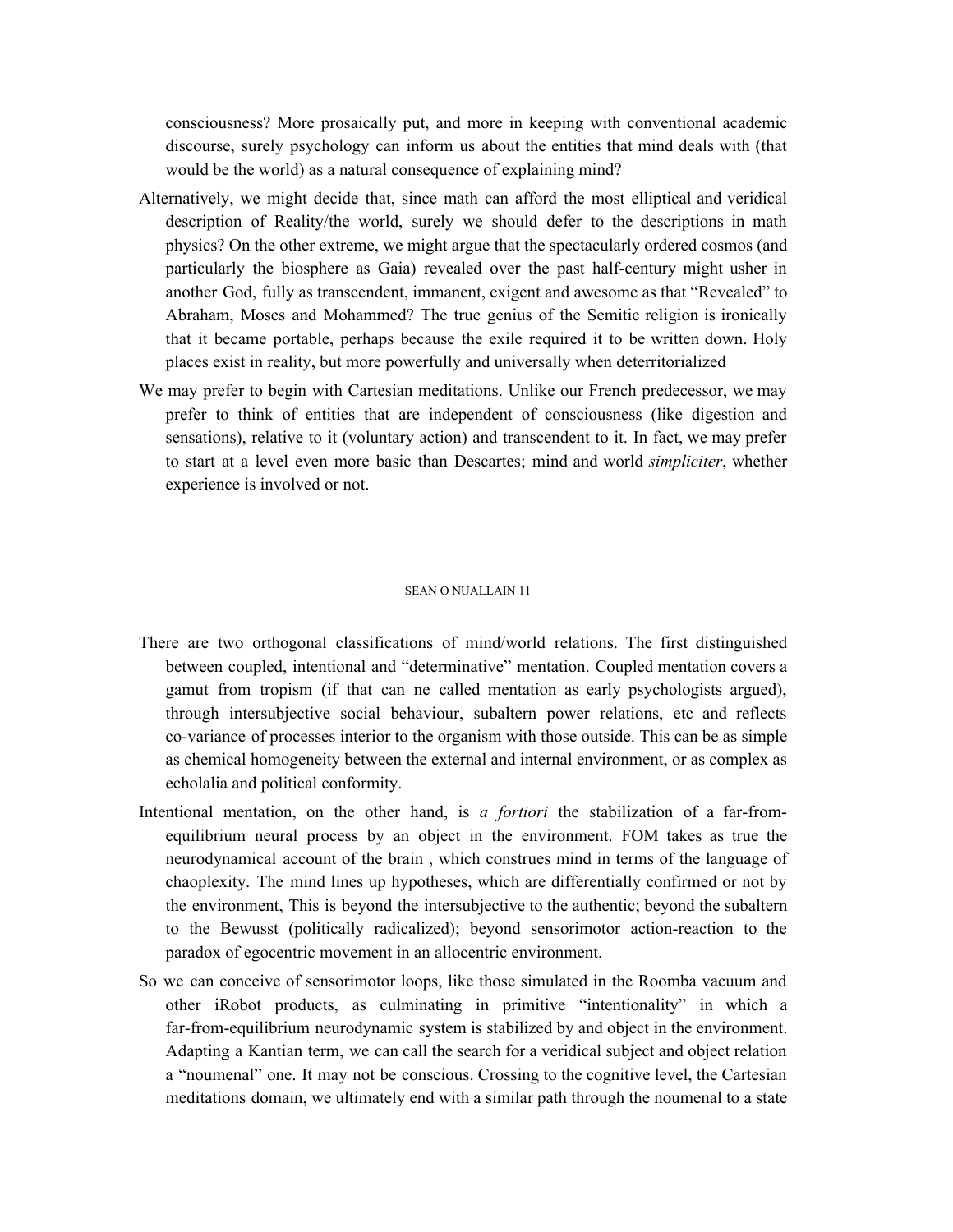consciousness? More prosaically put, and more in keeping with conventional academic discourse, surely psychology can inform us about the entities that mind deals with (that would be the world) as a natural consequence of explaining mind?

Alternatively, we might decide that, since math can afford the most elliptical and veridical description of Reality/the world, surely we should defer to the descriptions in math physics? On the other extreme, we might argue that the spectacularly ordered cosmos (and particularly the biosphere as Gaia) revealed over the past half-century might usher in another God, fully as transcendent, immanent, exigent and awesome as that "Revealed" to Abraham, Moses and Mohammed? The true genius of the Semitic religion is ironically that it became portable, perhaps because the exile required it to be written down. Holy places exist in reality, but more powerfully and universally when deterritorialized

We may prefer to begin with Cartesian meditations. Unlike our French predecessor, we may prefer to think of entities that are independent of consciousness (like digestion and sensations), relative to it (voluntary action) and transcendent to it. In fact, we may prefer to start at a level even more basic than Descartes; mind and world *simpliciter*, whether experience is involved or not.

There are two orthogonal classifications of mind/world relations. The first distinguished between coupled, intentional and "determinative" mentation. Coupled mentation covers a gamut from tropism (if that can ne called mentation as early psychologists argued), through intersubjective social behaviour, subaltern power relations, etc and reflects co-variance of processes interior to the organism with those outside. This can be as simple as chemical homogeneity between the external and internal environment, or as complex as echolalia and political conformity.

Intentional mentation, on the other hand, is *a fortiori* the stabilization of a far-from-equilibrium neural process by an object in the environment. FOM takes as true the neurodynamical account of the brain , which construes mind in terms of the language of chaoplexity. The mind lines up hypotheses, which are differentially confirmed or not by the environment, This is beyond the intersubjective to the authentic; beyond the subaltern to the Bewusst (politically radicalized); beyond sensorimotor action-reaction to the paradox of egocentric movement in an allocentric environment.

So we can conceive of sensorimotor loops, like those simulated in the Roomba vacuum and other iRobot products, as culminating in primitive "intentionality" in which a far-from-equilibrium neurodynamic system is stabilized by and object in the environment. Adapting a Kantian term, we can call the search for a veridical subject and object relation a "noumenal" one. It may not be conscious. Crossing to the cognitive level, the Cartesian meditations domain, we ultimately end with a similar path through the noumenal to a state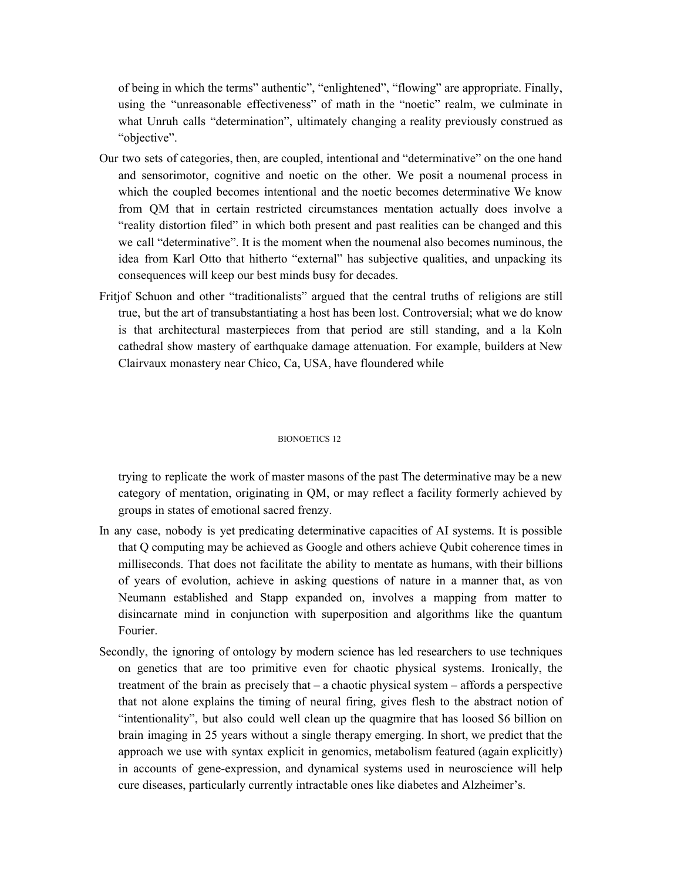of being in which the terms" authentic", "enlightened", "flowing" are appropriate. Finally, using the "unreasonable effectiveness" of math in the "noetic" realm, we culminate in what Unruh calls "determination", ultimately changing a reality previously construed as "objective".

Our two sets of categories, then, are coupled, intentional and "determinative" on the one hand and sensorimotor, cognitive and noetic on the other. We posit a noumenal process in which the coupled becomes intentional and the noetic becomes determinative We know from QM that in certain restricted circumstances mentation actually does involve a "reality distortion filed" in which both present and past realities can be changed and this we call "determinative". It is the moment when the noumenal also becomes numinous, the idea from Karl Otto that hitherto "external" has subjective qualities, and unpacking its consequences will keep our best minds busy for decades.

Fritjof Schuon and other "traditionalists" argued that the central truths of religions are still true, but the art of transubstantiating a host has been lost. Controversial; what we do know is that architectural masterpieces from that period are still standing, and a la Koln cathedral show mastery of earthquake damage attenuation. For example, builders at New Clairvaux monastery near Chico, Ca, USA, have floundered while trying to replicate the work of master masons of the past The determinative may be a new category of mentation, originating in QM, or may reflect a facility formerly achieved by groups in states of emotional sacred frenzy.

In any case, nobody is yet predicating determinative capacities of AI systems. It is possible that Q computing may be achieved as Google and others achieve Qubit coherence times in milliseconds. That does not facilitate the ability to mentate as humans, with their billions of years of evolution, achieve in asking questions of nature in a manner that, as von Neumann established and Stapp expanded on, involves a mapping from matter to disincarnate mind in conjunction with superposition and algorithms like the quantum Fourier.

Secondly, the ignoring of ontology by modern science has led researchers to use techniques on genetics that are too primitive even for chaotic physical systems. Ironically, the treatment of the brain as precisely that – a chaotic physical system – affords a perspective that not alone explains the timing of neural firing, gives flesh to the abstract notion of "intentionality", but also could well clean up the quagmire that has loosed $6 billion on brain imaging in 25 years without a single therapy emerging. In short, we predict that the approach we use with syntax explicit in genomics, metabolism featured (again explicitly) in accounts of gene-expression, and dynamical systems used in neuroscience will help cure diseases, particularly currently intractable ones like diabetes and Alzheimer's.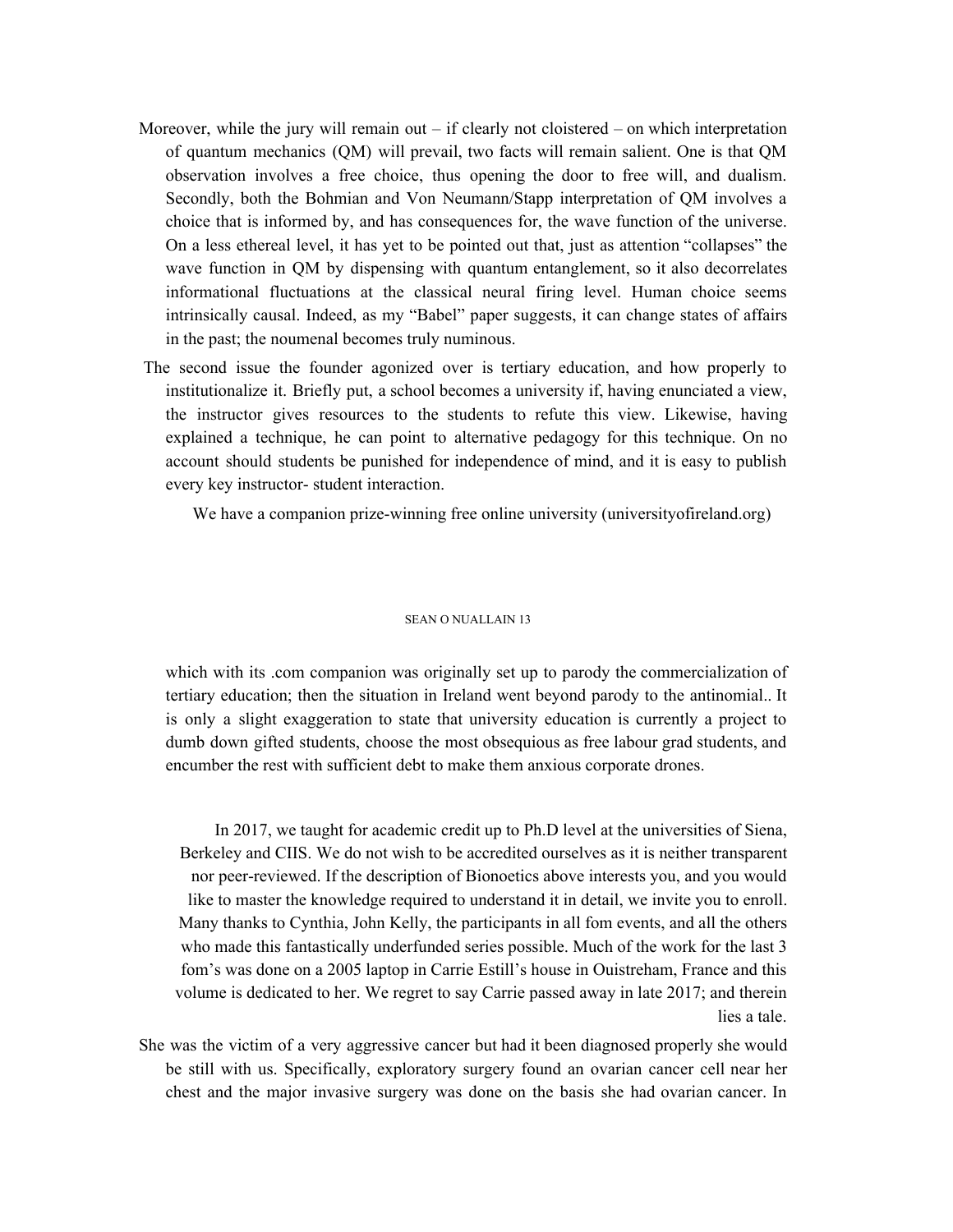Moreover, while the jury will remain out – if clearly not cloistered – on which interpretation of quantum mechanics (QM) will prevail, two facts will remain salient. One is that QM observation involves a free choice, thus opening the door to free will, and dualism. Secondly, both the Bohmian and Von Neumann/Stapp interpretation of QM involves a choice that is informed by, and has consequences for, the wave function of the universe. On a less ethereal level, it has yet to be pointed out that, just as attention "collapses" the wave function in QM by dispensing with quantum entanglement, so it also decorrelates informational fluctuations at the classical neural firing level. Human choice seems intrinsically causal. Indeed, as my "Babel" paper suggests, it can change states of affairs in the past; the noumenal becomes truly numinous.

The second issue the founder agonized over is tertiary education, and how properly to institutionalize it. Briefly put, a school becomes a university if, having enunciated a view, the instructor gives resources to the students to refute this view. Likewise, having explained a technique, he can point to alternative pedagogy for this technique. On no account should students be punished for independence of mind, and it is easy to publish every key instructor- student interaction.

We have a companion prize-winning free online university (universityofireland.org) which with its .com companion was originally set up to parody the commercialization of tertiary education; then the situation in Ireland went beyond parody to the antinomial.. It is only a slight exaggeration to state that university education is currently a project to dumb down gifted students, choose the most obsequious as free labour grad students, and encumber the rest with sufficient debt to make them anxious corporate drones.

In 2017, we taught for academic credit up to Ph.D level at the universities of Siena, Berkeley and CIIS. We do not wish to be accredited ourselves as it is neither transparent nor peer-reviewed. If the description of Bionoetics above interests you, and you would like to master the knowledge required to understand it in detail, we invite you to enroll. Many thanks to Cynthia, John Kelly, the participants in all fom events, and all the others who made this fantastically underfunded series possible. Much of the work for the last 3 fom's was done on a 2005 laptop in Carrie Estill's house in Ouistreham, France and this volume is dedicated to her. We regret to say Carrie passed away in late 2017; and therein lies a tale.

She was the victim of a very aggressive cancer but had it been diagnosed properly she would be still with us. Specifically, exploratory surgery found an ovarian cancer cell near her chest and the major invasive surgery was done on the basis she had ovarian cancer. In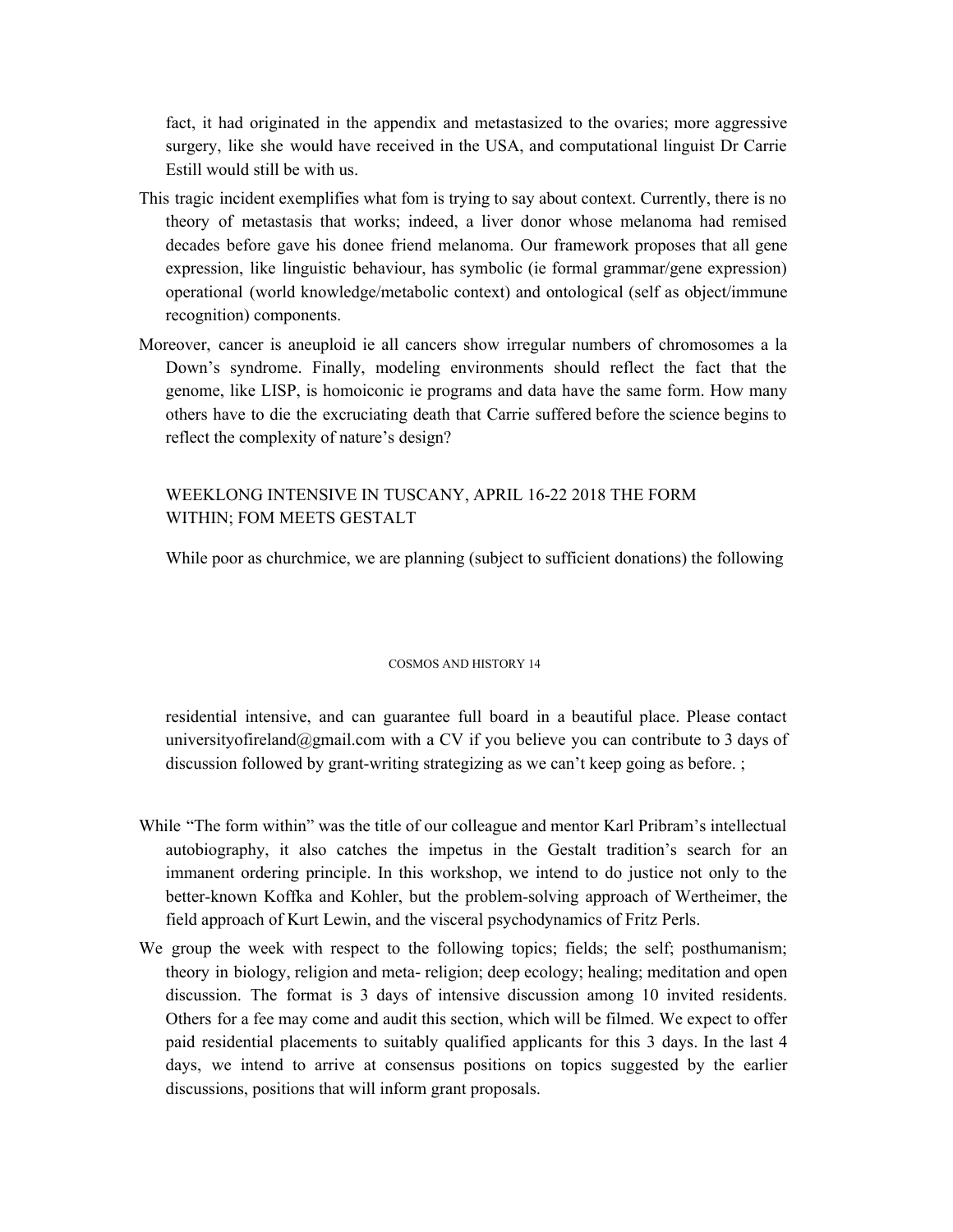fact, it had originated in the appendix and metastasized to the ovaries; more aggressive surgery, like she would have received in the USA, and computational linguist Dr Carrie Estill would still be with us.

This tragic incident exemplifies what fom is trying to say about context. Currently, there is no theory of metastasis that works; indeed, a liver donor whose melanoma had remised decades before gave his donee friend melanoma. Our framework proposes that all gene expression, like linguistic behaviour, has symbolic (ie formal grammar/gene expression) operational (world knowledge/metabolic context) and ontological (self as object/immune recognition) components.

Moreover, cancer is aneuploid ie all cancers show irregular numbers of chromosomes a la Down's syndrome. Finally, modeling environments should reflect the fact that the genome, like LISP, is homoiconic ie programs and data have the same form. How many others have to die the excruciating death that Carrie suffered before the science begins to reflect the complexity of nature's design?

WEEKLONG INTENSIVE IN TUSCANY, APRIL 16-22 2018 THE FORM WITHIN; FOM MEETS GESTALT

While poor as churchmice, we are planning (subject to sufficient donations) the following residential intensive, and can guarantee full board in a beautiful place. Please contact universityofireland@gmail.com with a CV if you believe you can contribute to 3 days of discussion followed by grant-writing strategizing as we can't keep going as before. ;

While "The form within" was the title of our colleague and mentor Karl Pribram's intellectual autobiography, it also catches the impetus in the Gestalt tradition's search for an immanent ordering principle. In this workshop, we intend to do justice not only to the better-known Koffka and Kohler, but the problem-solving approach of Wertheimer, the field approach of Kurt Lewin, and the visceral psychodynamics of Fritz Perls.

We group the week with respect to the following topics; fields; the self; posthumanism; theory in biology, religion and meta- religion; deep ecology; healing; meditation and open discussion. The format is 3 days of intensive discussion among 10 invited residents. Others for a fee may come and audit this section, which will be filmed. We expect to offer paid residential placements to suitably qualified applicants for this 3 days. In the last 4 days, we intend to arrive at consensus positions on topics suggested by the earlier discussions, positions that will inform grant proposals.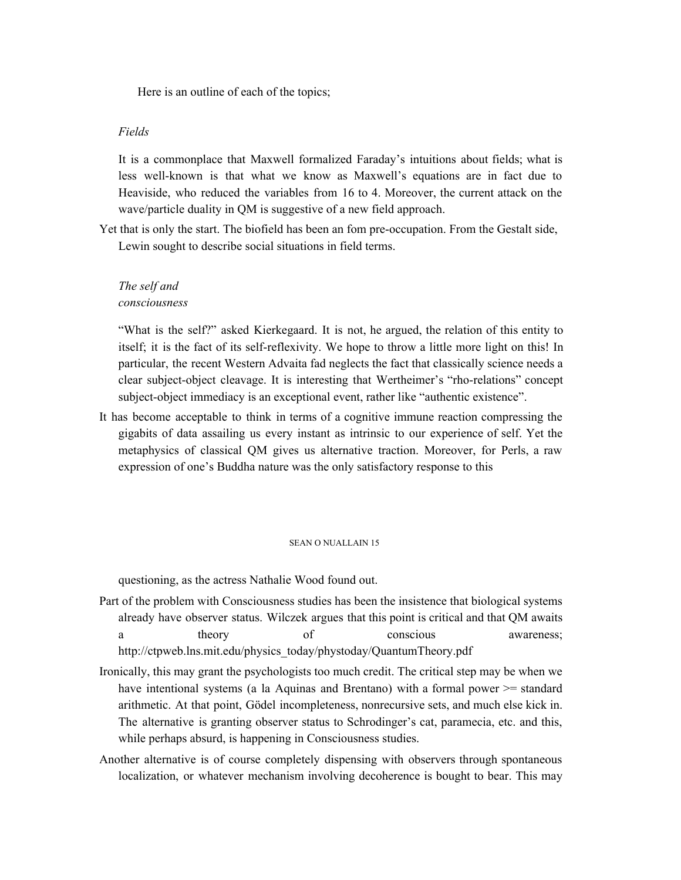Here is an outline of each of the topics;

*Fields*

It is a commonplace that Maxwell formalized Faraday's intuitions about fields; what is less well-known is that what we know as Maxwell's equations are in fact due to Heaviside, who reduced the variables from 16 to 4. Moreover, the current attack on the wave/particle duality in QM is suggestive of a new field approach.

Yet that is only the start. The biofield has been an fom pre-occupation. From the Gestalt side, Lewin sought to describe social situations in field terms.

*The self and consciousness*

"What is the self?" asked Kierkegaard. It is not, he argued, the relation of this entity to itself; it is the fact of its self-reflexivity. We hope to throw a little more light on this! In particular, the recent Western Advaita fad neglects the fact that classically science needs a clear subject-object cleavage. It is interesting that Wertheimer's "rho-relations" concept subject-object immediacy is an exceptional event, rather like "authentic existence".

It has become acceptable to think in terms of a cognitive immune reaction compressing the gigabits of data assailing us every instant as intrinsic to our experience of self. Yet the metaphysics of classical QM gives us alternative traction. Moreover, for Perls, a raw expression of one's Buddha nature was the only satisfactory response to this questioning, as the actress Nathalie Wood found out.

Part of the problem with Consciousness studies has been the insistence that biological systems already have observer status. Wilczek argues that this point is critical and that QM awaits a theory of conscious awareness; http://ctpweb.lns.mit.edu/physics_today/phystoday/QuantumTheory.pdf

Ironically, this may grant the psychologists too much credit. The critical step may be when we have intentional systems (a la Aquinas and Brentano) with a formal power >= standard arithmetic. At that point, Gödel incompleteness, nonrecursive sets, and much else kick in. The alternative is granting observer status to Schrodinger's cat, paramecia, etc. and this, while perhaps absurd, is happening in Consciousness studies.

Another alternative is of course completely dispensing with observers through spontaneous localization, or whatever mechanism involving decoherence is bought to bear. This may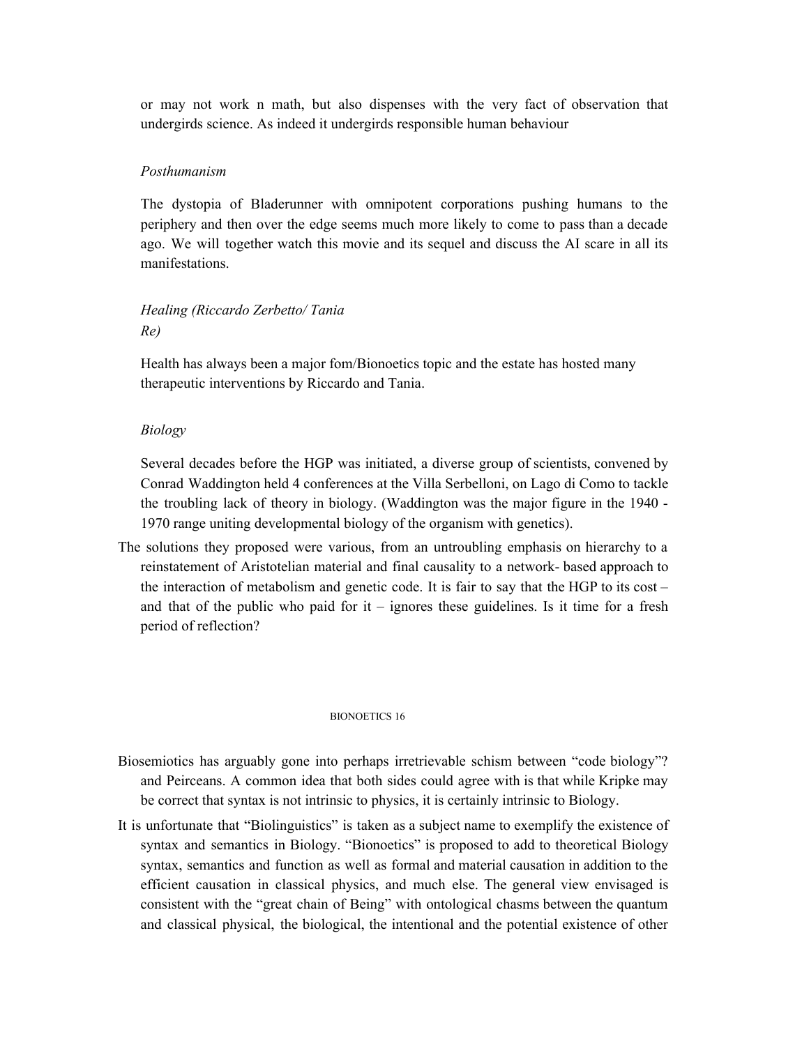or may not work n math, but also dispenses with the very fact of observation that undergirds science. As indeed it undergirds responsible human behaviour

*Posthumanism*

The dystopia of Bladerunner with omnipotent corporations pushing humans to the periphery and then over the edge seems much more likely to come to pass than a decade ago. We will together watch this movie and its sequel and discuss the AI scare in all its manifestations.

*Healing (Riccardo Zerbetto/ Tania Re)*

Health has always been a major fom/Bionoetics topic and the estate has hosted many therapeutic interventions by Riccardo and Tania.

*Biology*

Several decades before the HGP was initiated, a diverse group of scientists, convened by Conrad Waddington held 4 conferences at the Villa Serbelloni, on Lago di Como to tackle the troubling lack of theory in biology. (Waddington was the major figure in the 1940 - 1970 range uniting developmental biology of the organism with genetics).

The solutions they proposed were various, from an untroubling emphasis on hierarchy to a reinstatement of Aristotelian material and final causality to a network- based approach to the interaction of metabolism and genetic code. It is fair to say that the HGP to its cost – and that of the public who paid for it – ignores these guidelines. Is it time for a fresh period of reflection?

Biosemiotics has arguably gone into perhaps irretrievable schism between "code biology"? and Peirceans. A common idea that both sides could agree with is that while Kripke may be correct that syntax is not intrinsic to physics, it is certainly intrinsic to Biology.

It is unfortunate that "Biolinguistics" is taken as a subject name to exemplify the existence of syntax and semantics in Biology. "Bionoetics" is proposed to add to theoretical Biology syntax, semantics and function as well as formal and material causation in addition to the efficient causation in classical physics, and much else. The general view envisaged is consistent with the "great chain of Being" with ontological chasms between the quantum and classical physical, the biological, the intentional and the potential existence of other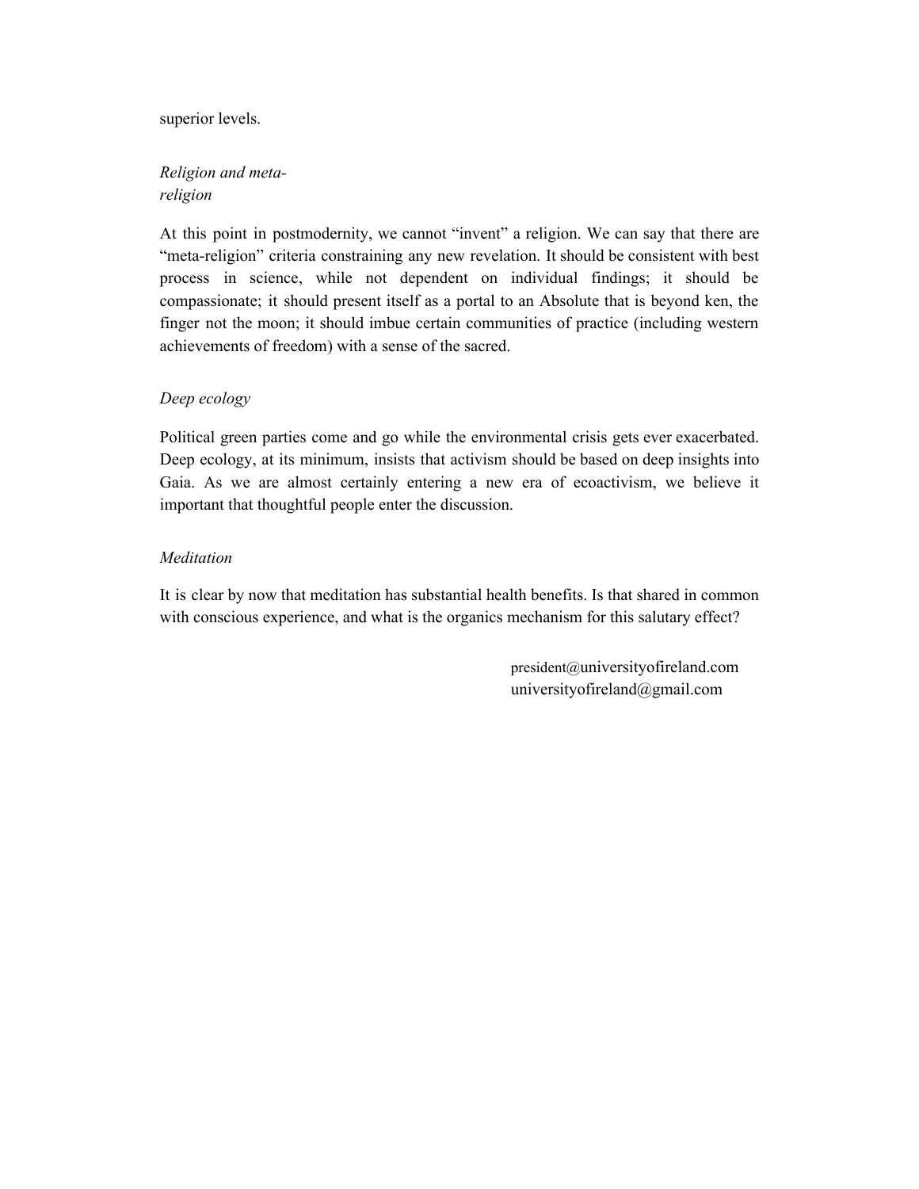superior levels.

*Religion and meta-religion*

At this point in postmodernity, we cannot "invent" a religion. We can say that there are "meta-religion" criteria constraining any new revelation. It should be consistent with best process in science, while not dependent on individual findings; it should be compassionate; it should present itself as a portal to an Absolute that is beyond ken, the finger not the moon; it should imbue certain communities of practice (including western achievements of freedom) with a sense of the sacred.

*Deep ecology*

Political green parties come and go while the environmental crisis gets ever exacerbated. Deep ecology, at its minimum, insists that activism should be based on deep insights into Gaia. As we are almost certainly entering a new era of ecoactivism, we believe it important that thoughtful people enter the discussion.

*Meditation*

It is clear by now that meditation has substantial health benefits. Is that shared in common with conscious experience, and what is the organics mechanism for this salutary effect?

president@universityofireland.com
universityofireland@gmail.com